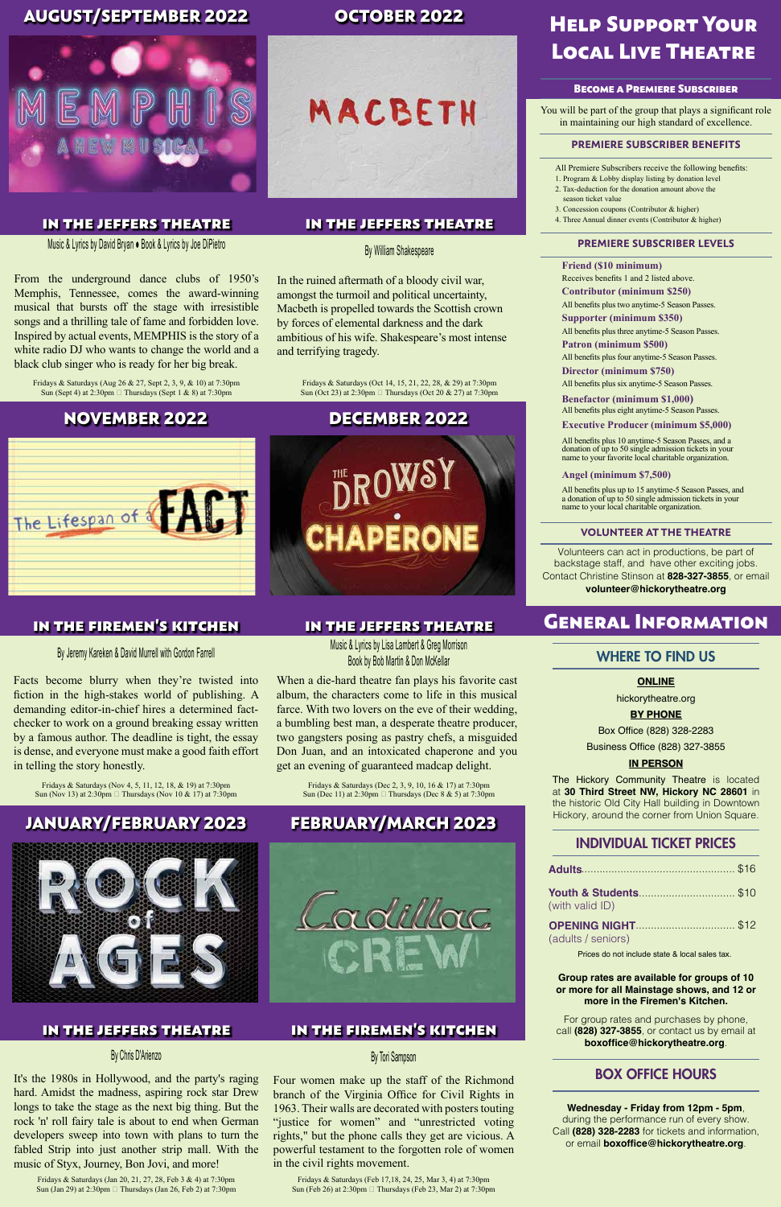## AUGUST/SEPTEMBER 2022

MEMPHIS A NEW MUSICAL

### IN THE JEFFERS THEATRE

Music & Lyrics by David Bryan • Book & Lyrics by Joe DiPietro

From the underground dance clubs of 1950's Memphis, Tennessee, comes the award-winning musical that bursts off the stage with irresistible songs and a thrilling tale of fame and forbidden love. Inspired by actual events, MEMPHIS is the story of a white radio DJ who wants to change the world and a black club singer who is ready for her big break.

Fridays & Saturdays (Aug 26 & 27, Sept 2, 3, 9, & 10) at 7:30pm
Sun (Sept 4) at 2:30pm ◊ Thursdays (Sept 1 & 8) at 7:30pm

## OCTOBER 2022

MACBETH

### IN THE JEFFERS THEATRE

By William Shakespeare

In the ruined aftermath of a bloody civil war, amongst the turmoil and political uncertainty, Macbeth is propelled towards the Scottish crown by forces of elemental darkness and the dark ambitious of his wife. Shakespeare's most intense and terrifying tragedy.

Fridays & Saturdays (Oct 14, 15, 21, 22, 28, & 29) at 7:30pm
Sun (Oct 23) at 2:30pm ◊ Thursdays (Oct 20 & 27) at 7:30pm

## NOVEMBER 2022

The Lifespan of a FACT

### IN THE FIREMEN'S KITCHEN

By Jeremy Kareken & David Murrell with Gordon Farrell

Facts become blurry when they're twisted into fiction in the high-stakes world of publishing. A demanding editor-in-chief hires a determined fact-checker to work on a ground breaking essay written by a famous author. The deadline is tight, the essay is dense, and everyone must make a good faith effort in telling the story honestly.

Fridays & Saturdays (Nov 4, 5, 11, 12, 18, & 19) at 7:30pm
Sun (Nov 13) at 2:30pm ◊ Thursdays (Nov 10 & 17) at 7:30pm

## DECEMBER 2022

THE DROWSY CHAPERONE

### IN THE JEFFERS THEATRE

Music & Lyrics by Lisa Lambert & Greg Morrison
Book by Bob Martin & Don McKellar

When a die-hard theatre fan plays his favorite cast album, the characters come to life in this musical farce. With two lovers on the eve of their wedding, a bumbling best man, a desperate theatre producer, two gangsters posing as pastry chefs, a misguided Don Juan, and an intoxicated chaperone and you get an evening of guaranteed madcap delight.

Fridays & Saturdays (Dec 2, 3, 9, 10, 16 & 17) at 7:30pm
Sun (Dec 11) at 2:30pm ◊ Thursdays (Dec 8 & 5) at 7:30pm

## JANUARY/FEBRUARY 2023

ROCK of AGES

### IN THE JEFFERS THEATRE

By Chris D'Arienzo

It's the 1980s in Hollywood, and the party's raging hard. Amidst the madness, aspiring rock star Drew longs to take the stage as the next big thing. But the rock 'n' roll fairy tale is about to end when German developers sweep into town with plans to turn the fabled Strip into just another strip mall. With the music of Styx, Journey, Bon Jovi, and more!

Fridays & Saturdays (Jan 20, 21, 27, 28, Feb 3 & 4) at 7:30pm
Sun (Jan 29) at 2:30pm ◊ Thursdays (Jan 26, Feb 2) at 7:30pm

## FEBRUARY/MARCH 2023

Cadillac CREW

### IN THE FIREMEN'S KITCHEN

By Tori Sampson

Four women make up the staff of the Richmond branch of the Virginia Office for Civil Rights in 1963. Their walls are decorated with posters touting "justice for women" and "unrestricted voting rights," but the phone calls they get are vicious. A powerful testament to the forgotten role of women in the civil rights movement.

Fridays & Saturdays (Feb 17,18, 24, 25, Mar 3, 4) at 7:30pm
Sun (Feb 26) at 2:30pm ◊ Thursdays (Feb 23, Mar 2) at 7:30pm

# Help Support Your Local Live Theatre

### Become a Premiere Subscriber

You will be part of the group that plays a significant role in maintaining our high standard of excellence.

### PREMIERE SUBSCRIBER BENEFITS

All Premiere Subscribers receive the following benefits:

1. Program & Lobby display listing by donation level
2. Tax-deduction for the donation amount above the season ticket value
3. Concession coupons (Contributor & higher)
4. Three Annual dinner events (Contributor & higher)

### PREMIERE SUBSCRIBER LEVELS

**Friend ($10 minimum)**
Receives benefits 1 and 2 listed above.

**Contributor (minimum $250)**
All benefits plus two anytime-5 Season Passes.

**Supporter (minimum $350)**
All benefits plus three anytime-5 Season Passes.

**Patron (minimum $500)**
All benefits plus four anytime-5 Season Passes.

**Director (minimum $750)**
All benefits plus six anytime-5 Season Passes.

**Benefactor (minimum $1,000)**
All benefits plus eight anytime-5 Season Passes.

**Executive Producer (minimum $5,000)**
All benefits plus 10 anytime-5 Season Passes, and a donation of up to 50 single admission tickets in your name to your favorite local charitable organization.

**Angel (minimum $7,500)**
All benefits plus up to 15 anytime-5 Season Passes, and a donation of up to 50 single admission tickets in your name to your local charitable organization.

### VOLUNTEER AT THE THEATRE

Volunteers can act in productions, be part of backstage staff, and have other exciting jobs. Contact Christine Stinson at **828-327-3855**, or email **volunteer@hickorytheatre.org**

# General Information

## WHERE TO FIND US

**ONLINE**

hickorytheatre.org

**BY PHONE**

Box Office (828) 328-2283

Business Office (828) 327-3855

**IN PERSON**

The Hickory Community Theatre is located at **30 Third Street NW, Hickory NC 28601** in the historic Old City Hall building in Downtown Hickory, around the corner from Union Square.

## INDIVIDUAL TICKET PRICES

| | |
|---|---|
| **Adults** | $16 |
| **Youth & Students** (with valid ID) | $10 |
| **OPENING NIGHT** (adults / seniors) | $12 |

Prices do not include state & local sales tax.

**Group rates are available for groups of 10 or more for all Mainstage shows, and 12 or more in the Firemen's Kitchen.**

For group rates and purchases by phone, call **(828) 327-3855**, or contact us by email at **boxoffice@hickorytheatre.org**.

## BOX OFFICE HOURS

**Wednesday - Friday from 12pm - 5pm**, during the performance run of every show. Call **(828) 328-2283** for tickets and information, or email **boxoffice@hickorytheatre.org**.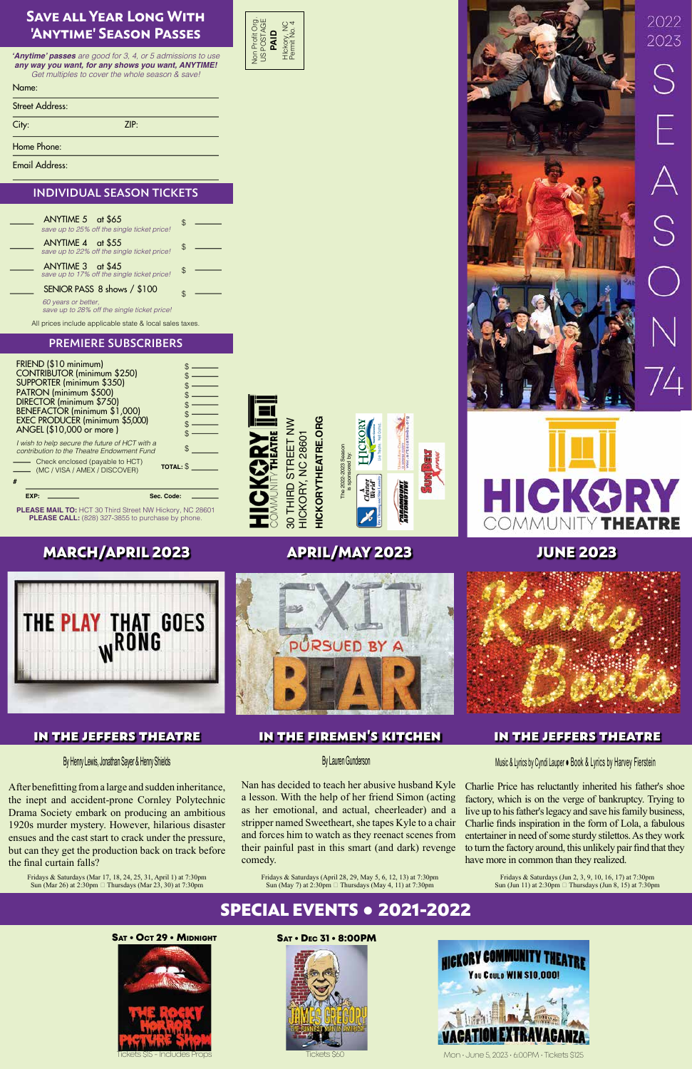## Save all Year Long With 'Anytime' Season Passes

*'Anytime' passes are good for 3, 4, or 5 admissions to use any way you want, for any shows you want, ANYTIME!* Get multiples to cover the whole season & save!

Name:

Street Address:

City: ZIP:

Home Phone:

Email Address:

## INDIVIDUAL SEASON TICKETS

_____ ANYTIME 5 at $65 — $ _____
*save up to 25% off the single ticket price!*

_____ ANYTIME 4 at $55 — $ _____
*save up to 22% off the single ticket price!*

_____ ANYTIME 3 at $45 — $ _____
*save up to 17% off the single ticket price!*

_____ SENIOR PASS 8 shows / $100 — $ _____
*60 years or better, save up to 28% off the single ticket price!*

All prices include applicable state & local sales taxes.

## PREMIERE SUBSCRIBERS

FRIEND ($10 minimum) $ _____
CONTRIBUTOR (minimum $250) $ _____
SUPPORTER (minimum $350) $ _____
PATRON (minimum $500) $ _____
DIRECTOR (minimum $750) $ _____
BENEFACTOR (minimum $1,000) $ _____
EXEC PRODUCER (minimum $5,000) $ _____
ANGEL ($10,000 or more ) $ _____

*I wish to help secure the future of HCT with a contribution to the Theatre Endowment Fund* $ _____

_____ Check enclosed (payable to HCT)
_____ (MC / VISA / AMEX / DISCOVER) TOTAL: $ _____

#

EXP: _____ Sec. Code: _____

**PLEASE MAIL TO:** HCT 30 Third Street NW Hickory, NC 28601
**PLEASE CALL:** (828) 327-3855 to purchase by phone.

Non Profit Org.
US POSTAGE
**PAID**
Hickory, NC
Permit No. 4

HICKORY COMMUNITY THEATRE
30 THIRD STREET NW
HICKORY, NC 28601
HICKORYTHEATRE.ORG

The 2022-2023 Season is sponsored by:

2022 2023
SEASON 74

HICKORY COMMUNITY THEATRE

## MARCH/APRIL 2023

THE PLAY THAT GOES WRONG

### IN THE JEFFERS THEATRE

By Henry Lewis, Jonathan Sayer & Henry Shields

After benefitting from a large and sudden inheritance, the inept and accident-prone Cornley Polytechnic Drama Society embark on producing an ambitious 1920s murder mystery. However, hilarious disaster ensues and the cast start to crack under the pressure, but can they get the production back on track before the final curtain falls?

Fridays & Saturdays (Mar 17, 18, 24, 25, 31, April 1) at 7:30pm
Sun (Mar 26) at 2:30pm  Thursdays (Mar 23, 30) at 7:30pm

## APRIL/MAY 2023

EXIT PURSUED BY A BEAR

### IN THE FIREMEN'S KITCHEN

By Lauren Gunderson

Nan has decided to teach her abusive husband Kyle a lesson. With the help of her friend Simon (acting as her emotional, and actual, cheerleader) and a stripper named Sweetheart, she tapes Kyle to a chair and forces him to watch as they reenact scenes from their painful past in this smart (and dark) revenge comedy.

Fridays & Saturdays (April 28, 29, May 5, 6, 12, 13) at 7:30pm
Sun (May 7) at 2:30pm  Thursdays (May 4, 11) at 7:30pm

## JUNE 2023

Kinky Boots

### IN THE JEFFERS THEATRE

Music & Lyrics by Cyndi Lauper • Book & Lyrics by Harvey Fierstein

Charlie Price has reluctantly inherited his father's shoe factory, which is on the verge of bankruptcy. Trying to live up to his father's legacy and save his family business, Charlie finds inspiration in the form of Lola, a fabulous entertainer in need of some sturdy stilettos. As they work to turn the factory around, this unlikely pair find that they have more in common than they realized.

Fridays & Saturdays (Jun 2, 3, 9, 10, 16, 17) at 7:30pm
Sun (Jun 11) at 2:30pm  Thursdays (Jun 8, 15) at 7:30pm

## SPECIAL EVENTS • 2021-2022

**SAT • OCT 29 • MIDNIGHT**

THE ROCKY HORROR PICTURE SHOW

Tickets $15 - Includes Props

**SAT • DEC 31 • 8:00PM**

JAMES GREGORY THE FUNNIEST MAN IN AMERICA

Tickets $60

HICKORY COMMUNITY THEATRE
YOU COULD WIN $10,000!
VACATION EXTRAVAGANZA

Mon • June 5, 2023 • 6:00PM • Tickets $125